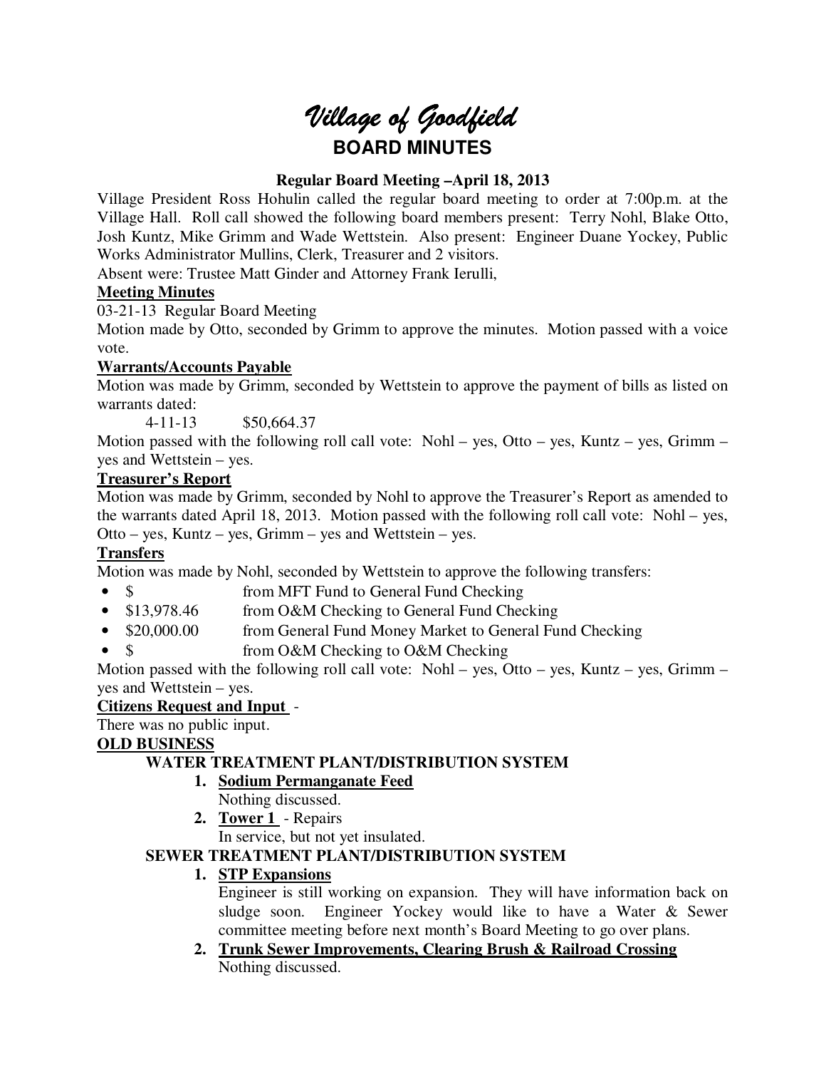# *Village of Goodfield*

## BOARD MINUTES

**Regular Board Meeting –April 18, 2013**

Village President Ross Hohulin called the regular board meeting to order at 7:00p.m. at the Village Hall. Roll call showed the following board members present: Terry Nohl, Blake Otto, Josh Kuntz, Mike Grimm and Wade Wettstein. Also present: Engineer Duane Yockey, Public Works Administrator Mullins, Clerk, Treasurer and 2 visitors.

Absent were: Trustee Matt Ginder and Attorney Frank Ierulli,

**Meeting Minutes**

03-21-13 Regular Board Meeting

Motion made by Otto, seconded by Grimm to approve the minutes. Motion passed with a voice vote.

**Warrants/Accounts Payable**

Motion was made by Grimm, seconded by Wettstein to approve the payment of bills as listed on warrants dated:

4-11-13 $50,664.37

Motion passed with the following roll call vote: Nohl – yes, Otto – yes, Kuntz – yes, Grimm – yes and Wettstein – yes.

**Treasurer's Report**

Motion was made by Grimm, seconded by Nohl to approve the Treasurer's Report as amended to the warrants dated April 18, 2013. Motion passed with the following roll call vote: Nohl – yes, Otto – yes, Kuntz – yes, Grimm – yes and Wettstein – yes.

**Transfers**

Motion was made by Nohl, seconded by Wettstein to approve the following transfers:

- $ from MFT Fund to General Fund Checking
- $13,978.46 from O&M Checking to General Fund Checking
- $20,000.00 from General Fund Money Market to General Fund Checking
- $ from O&M Checking to O&M Checking

Motion passed with the following roll call vote: Nohl – yes, Otto – yes, Kuntz – yes, Grimm – yes and Wettstein – yes.

**Citizens Request and Input** -

There was no public input.

**OLD BUSINESS**

**WATER TREATMENT PLANT/DISTRIBUTION SYSTEM**

1. **Sodium Permanganate Feed**
   Nothing discussed.
2. **Tower 1** - Repairs
   In service, but not yet insulated.

**SEWER TREATMENT PLANT/DISTRIBUTION SYSTEM**

1. **STP Expansions**
   Engineer is still working on expansion. They will have information back on sludge soon. Engineer Yockey would like to have a Water & Sewer committee meeting before next month's Board Meeting to go over plans.
2. **Trunk Sewer Improvements, Clearing Brush & Railroad Crossing**
   Nothing discussed.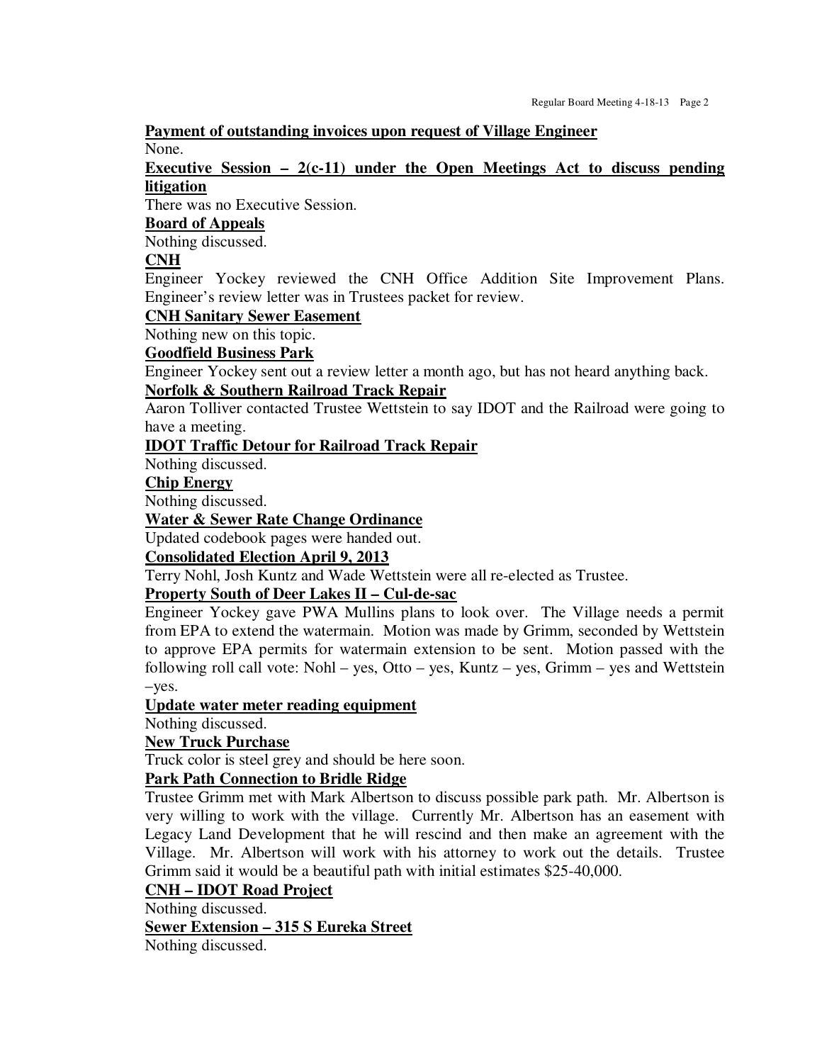**<u>Payment of outstanding invoices upon request of Village Engineer</u>**

None.

**<u>Executive Session – 2(c-11) under the Open Meetings Act to discuss pending litigation</u>**

There was no Executive Session.

**<u>Board of Appeals</u>**

Nothing discussed.

**<u>CNH</u>**

Engineer Yockey reviewed the CNH Office Addition Site Improvement Plans. Engineer's review letter was in Trustees packet for review.

**<u>CNH Sanitary Sewer Easement</u>**

Nothing new on this topic.

**<u>Goodfield Business Park</u>**

Engineer Yockey sent out a review letter a month ago, but has not heard anything back.

**<u>Norfolk & Southern Railroad Track Repair</u>**

Aaron Tolliver contacted Trustee Wettstein to say IDOT and the Railroad were going to have a meeting.

**<u>IDOT Traffic Detour for Railroad Track Repair</u>**

Nothing discussed.

**<u>Chip Energy</u>**

Nothing discussed.

**<u>Water & Sewer Rate Change Ordinance</u>**

Updated codebook pages were handed out.

**<u>Consolidated Election April 9, 2013</u>**

Terry Nohl, Josh Kuntz and Wade Wettstein were all re-elected as Trustee.

**<u>Property South of Deer Lakes II – Cul-de-sac</u>**

Engineer Yockey gave PWA Mullins plans to look over. The Village needs a permit from EPA to extend the watermain. Motion was made by Grimm, seconded by Wettstein to approve EPA permits for watermain extension to be sent. Motion passed with the following roll call vote: Nohl – yes, Otto – yes, Kuntz – yes, Grimm – yes and Wettstein –yes.

**<u>Update water meter reading equipment</u>**

Nothing discussed.

**<u>New Truck Purchase</u>**

Truck color is steel grey and should be here soon.

**<u>Park Path Connection to Bridle Ridge</u>**

Trustee Grimm met with Mark Albertson to discuss possible park path. Mr. Albertson is very willing to work with the village. Currently Mr. Albertson has an easement with Legacy Land Development that he will rescind and then make an agreement with the Village. Mr. Albertson will work with his attorney to work out the details. Trustee Grimm said it would be a beautiful path with initial estimates $25-40,000.

**<u>CNH – IDOT Road Project</u>**

Nothing discussed.

**<u>Sewer Extension – 315 S Eureka Street</u>**

Nothing discussed.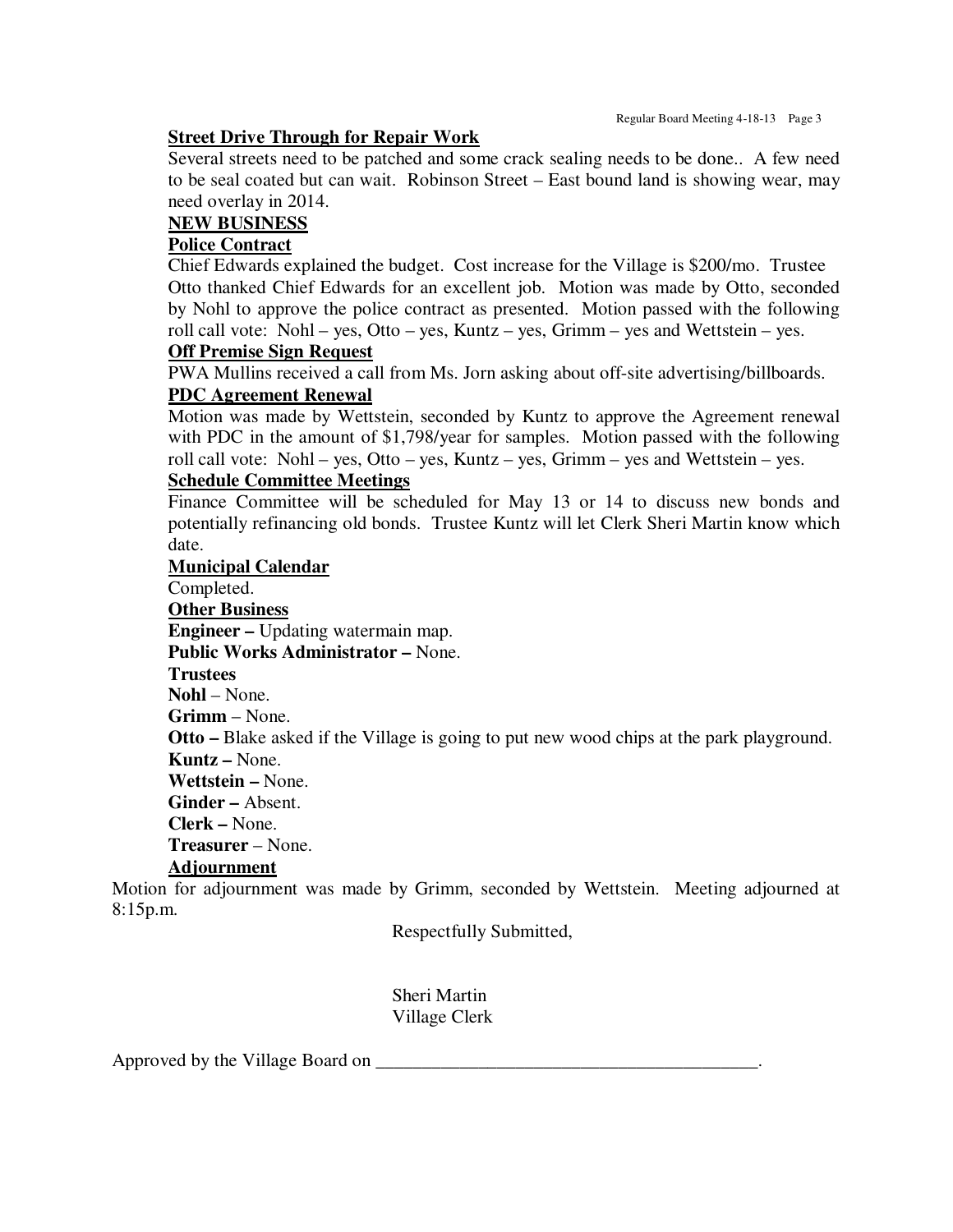**Street Drive Through for Repair Work**

Several streets need to be patched and some crack sealing needs to be done.. A few need to be seal coated but can wait. Robinson Street – East bound land is showing wear, may need overlay in 2014.

**NEW BUSINESS**

**Police Contract**

Chief Edwards explained the budget. Cost increase for the Village is $200/mo. Trustee Otto thanked Chief Edwards for an excellent job. Motion was made by Otto, seconded by Nohl to approve the police contract as presented. Motion passed with the following roll call vote: Nohl – yes, Otto – yes, Kuntz – yes, Grimm – yes and Wettstein – yes.

**Off Premise Sign Request**

PWA Mullins received a call from Ms. Jorn asking about off-site advertising/billboards.

**PDC Agreement Renewal**

Motion was made by Wettstein, seconded by Kuntz to approve the Agreement renewal with PDC in the amount of $1,798/year for samples. Motion passed with the following roll call vote: Nohl – yes, Otto – yes, Kuntz – yes, Grimm – yes and Wettstein – yes.

**Schedule Committee Meetings**

Finance Committee will be scheduled for May 13 or 14 to discuss new bonds and potentially refinancing old bonds. Trustee Kuntz will let Clerk Sheri Martin know which date.

**Municipal Calendar**

Completed.

**Other Business**

**Engineer –** Updating watermain map.

**Public Works Administrator –** None.

**Trustees**

**Nohl** – None.

**Grimm** – None.

**Otto –** Blake asked if the Village is going to put new wood chips at the park playground.

**Kuntz –** None.

**Wettstein –** None.

**Ginder –** Absent.

**Clerk –** None.

**Treasurer** – None.

**Adjournment**

Motion for adjournment was made by Grimm, seconded by Wettstein. Meeting adjourned at 8:15p.m.

Respectfully Submitted,

Sheri Martin
Village Clerk

Approved by the Village Board on \_\_\_\_\_\_\_\_\_\_\_\_\_\_\_\_\_\_\_\_\_\_\_\_\_\_\_\_\_\_\_\_\_\_\_\_\_\_\_\_\_\_.